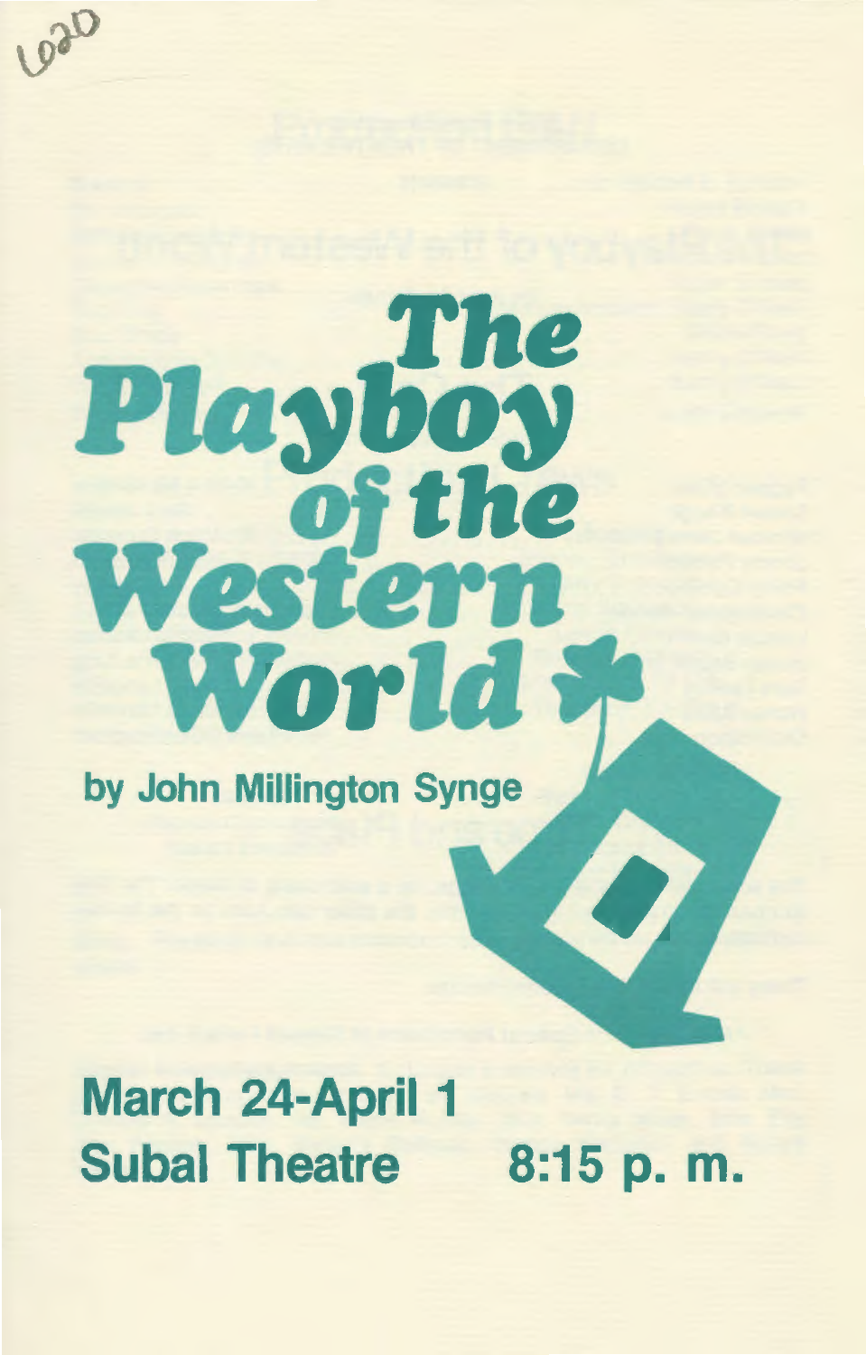# The Playboy of the Western World

**by John Millington Synge**

## March 24-April 1
## Subal Theatre 8:15 p. m.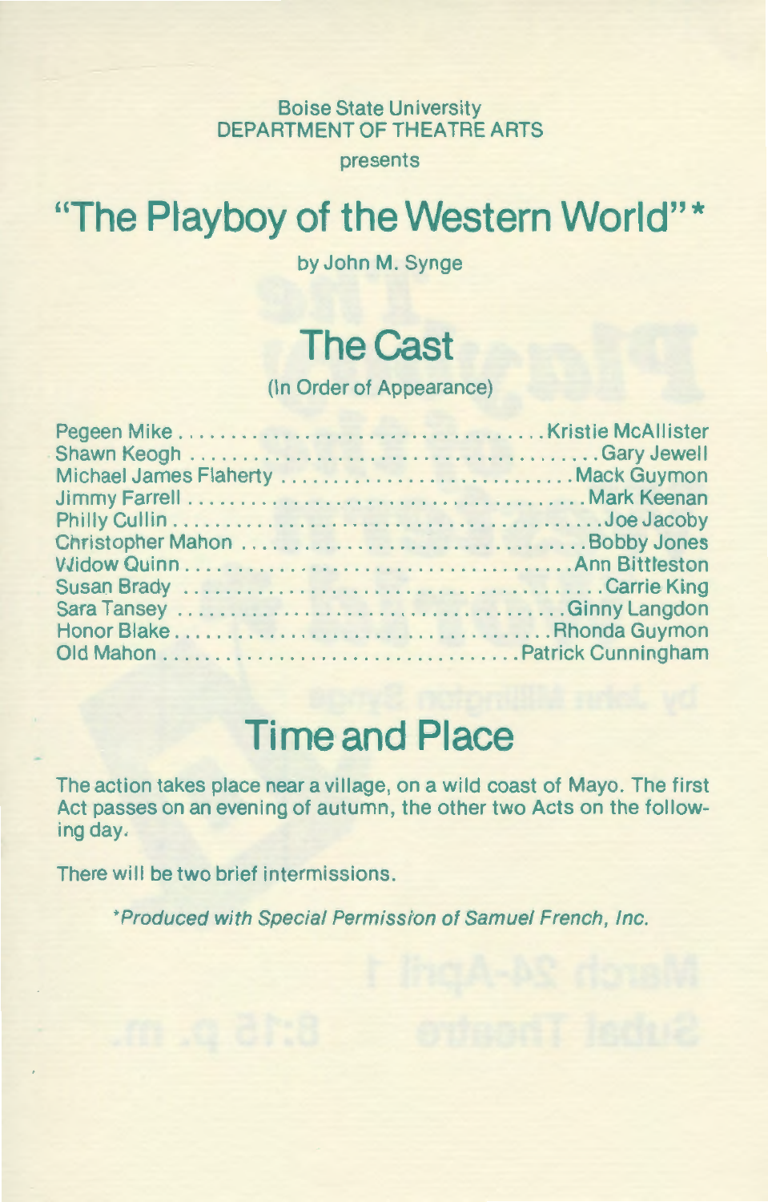Boise State University
DEPARTMENT OF THEATRE ARTS

presents

# "The Playboy of the Western World"*

by John M. Synge

## The Cast

(In Order of Appearance)

Pegeen Mike .................................. Kristie McAllister
Shawn Keogh .................................. Gary Jewell
Michael James Flaherty .................................. Mack Guymon
Jimmy Farrell .................................. Mark Keenan
Philly Cullin .................................. Joe Jacoby
Christopher Mahon .................................. Bobby Jones
Widow Quinn .................................. Ann Bittleston
Susan Brady .................................. Carrie King
Sara Tansey .................................. Ginny Langdon
Honor Blake .................................. Rhonda Guymon
Old Mahon .................................. Patrick Cunningham

## Time and Place

The action takes place near a village, on a wild coast of Mayo. The first Act passes on an evening of autumn, the other two Acts on the following day.

There will be two brief intermissions.

*\*Produced with Special Permission of Samuel French, Inc.*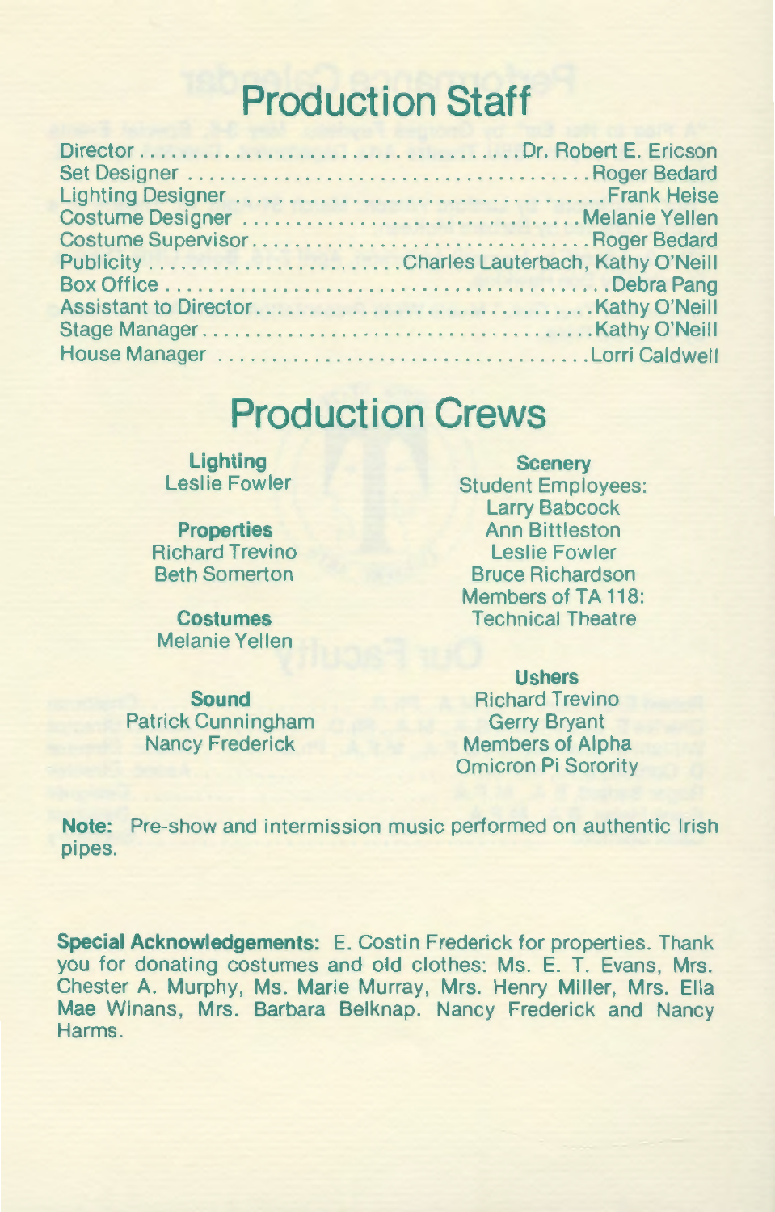# Production Staff

Director . . . . . . . . . . . . . . . . . . . . . . . . . . . . . . . . . . . Dr. Robert E. Ericson
Set Designer . . . . . . . . . . . . . . . . . . . . . . . . . . . . . . . . . . . . . Roger Bedard
Lighting Designer . . . . . . . . . . . . . . . . . . . . . . . . . . . . . . . . . . . Frank Heise
Costume Designer . . . . . . . . . . . . . . . . . . . . . . . . . . . . . . . . Melanie Yellen
Costume Supervisor . . . . . . . . . . . . . . . . . . . . . . . . . . . . . . . . Roger Bedard
Publicity . . . . . . . . . . . . . . . . . . . . . . . . Charles Lauterbach, Kathy O'Neill
Box Office . . . . . . . . . . . . . . . . . . . . . . . . . . . . . . . . . . . . . . . . Debra Pang
Assistant to Director . . . . . . . . . . . . . . . . . . . . . . . . . . . . . . . . Kathy O'Neill
Stage Manager . . . . . . . . . . . . . . . . . . . . . . . . . . . . . . . . . . . . Kathy O'Neill
House Manager . . . . . . . . . . . . . . . . . . . . . . . . . . . . . . . . . . . Lorri Caldwell

# Production Crews

**Lighting**
Leslie Fowler

**Properties**
Richard Trevino
Beth Somerton

**Costumes**
Melanie Yellen

**Sound**
Patrick Cunningham
Nancy Frederick

**Scenery**
Student Employees:
Larry Babcock
Ann Bittleston
Leslie Fowler
Bruce Richardson
Members of TA 118:
Technical Theatre

**Ushers**
Richard Trevino
Gerry Bryant
Members of Alpha
Omicron Pi Sorority

**Note:** Pre-show and intermission music performed on authentic Irish pipes.

**Special Acknowledgements:** E. Costin Frederick for properties. Thank you for donating costumes and old clothes: Ms. E. T. Evans, Mrs. Chester A. Murphy, Ms. Marie Murray, Mrs. Henry Miller, Mrs. Ella Mae Winans, Mrs. Barbara Belknap. Nancy Frederick and Nancy Harms.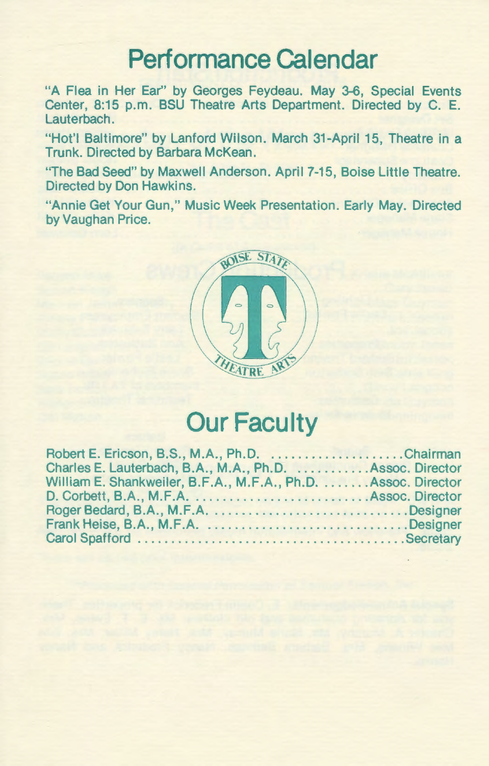# Performance Calendar

"A Flea in Her Ear" by Georges Feydeau. May 3-6, Special Events Center, 8:15 p.m. BSU Theatre Arts Department. Directed by C. E. Lauterbach.

"Hot'l Baltimore" by Lanford Wilson. March 31-April 15, Theatre in a Trunk. Directed by Barbara McKean.

"The Bad Seed" by Maxwell Anderson. April 7-15, Boise Little Theatre. Directed by Don Hawkins.

"Annie Get Your Gun," Music Week Presentation. Early May. Directed by Vaughan Price.

BOISE STATE THEATRE ARTS

# Our Faculty

Robert E. Ericson, B.S., M.A., Ph.D. .................... Chairman
Charles E. Lauterbach, B.A., M.A., Ph.D. ............ Assoc. Director
William E. Shankweiler, B.F.A., M.F.A., Ph.D. ........ Assoc. Director
D. Corbett, B.A., M.F.A. ............................ Assoc. Director
Roger Bedard, B.A., M.F.A. ............................ Designer
Frank Heise, B.A., M.F.A. .............................. Designer
Carol Spafford ........................................ Secretary